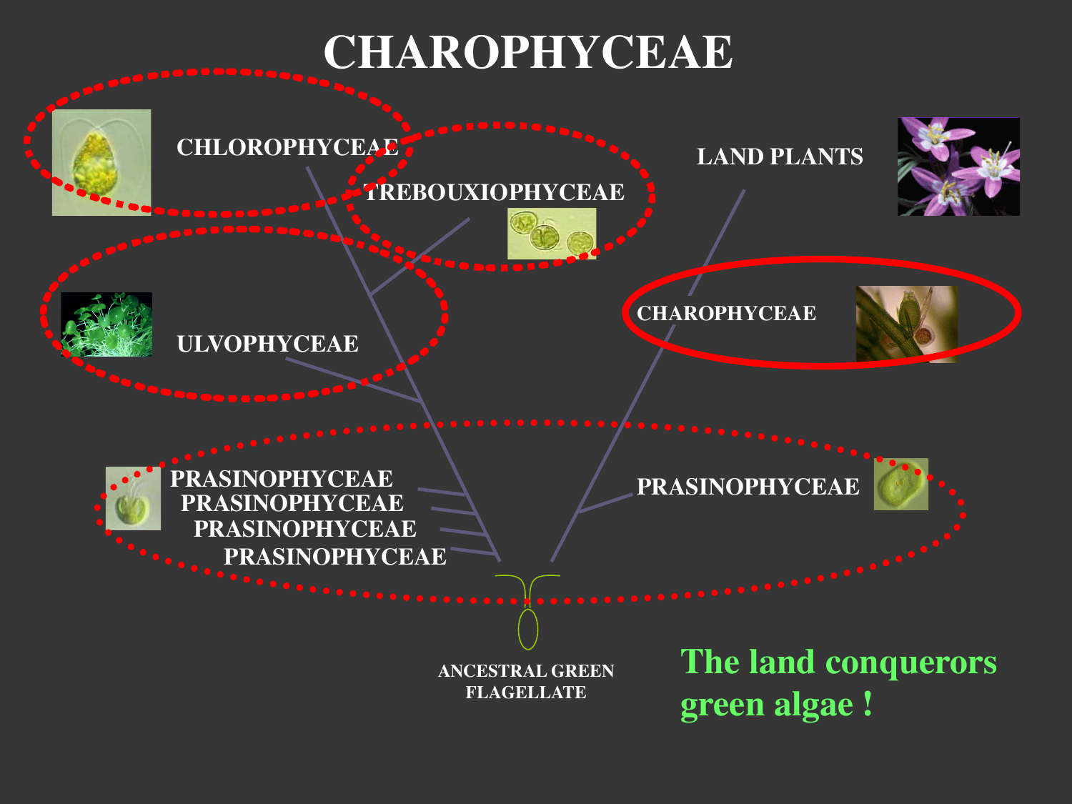# CHAROPHYCEAE

CHLOROPHYCEAE

TREBOUXIOPHYCEAE

LAND PLANTS

ULVOPHYCEAE

CHAROPHYCEAE

PRASINOPHYCEAE
PRASINOPHYCEAE
PRASINOPHYCEAE
PRASINOPHYCEAE

PRASINOPHYCEAE

ANCESTRAL GREEN FLAGELLATE

**The land conquerors green algae !**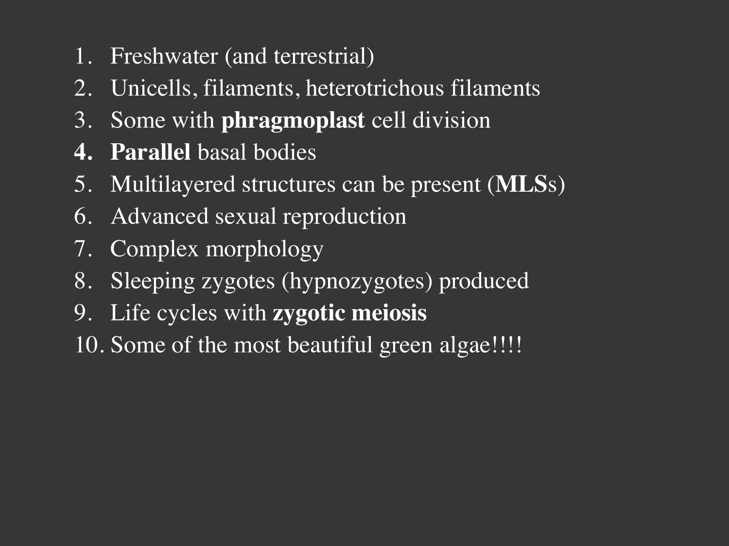1. Freshwater (and terrestrial)
2. Unicells, filaments, heterotrichous filaments
3. Some with **phragmoplast** cell division
4. **Parallel** basal bodies
5. Multilayered structures can be present (**MLS**s)
6. Advanced sexual reproduction
7. Complex morphology
8. Sleeping zygotes (hypnozygotes) produced
9. Life cycles with **zygotic meiosis**
10. Some of the most beautiful green algae!!!!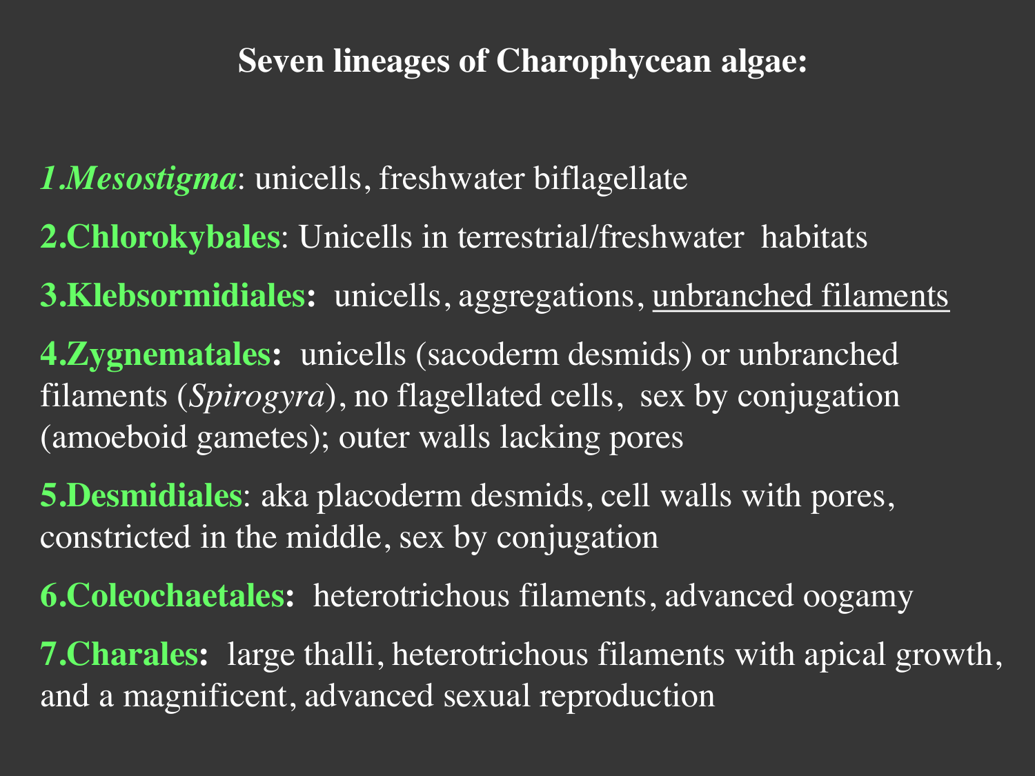# Seven lineages of Charophycean algae:

1. ***Mesostigma***: unicells, freshwater biflagellate
2. **Chlorokybales**: Unicells in terrestrial/freshwater habitats
3. **Klebsormidiales:** unicells, aggregations, <u>unbranched filaments</u>
4. **Zygnematales:** unicells (sacoderm desmids) or unbranched filaments (*Spirogyra*), no flagellated cells, sex by conjugation (amoeboid gametes); outer walls lacking pores
5. **Desmidiales**: aka placoderm desmids, cell walls with pores, constricted in the middle, sex by conjugation
6. **Coleochaetales:** heterotrichous filaments, advanced oogamy
7. **Charales:** large thalli, heterotrichous filaments with apical growth, and a magnificent, advanced sexual reproduction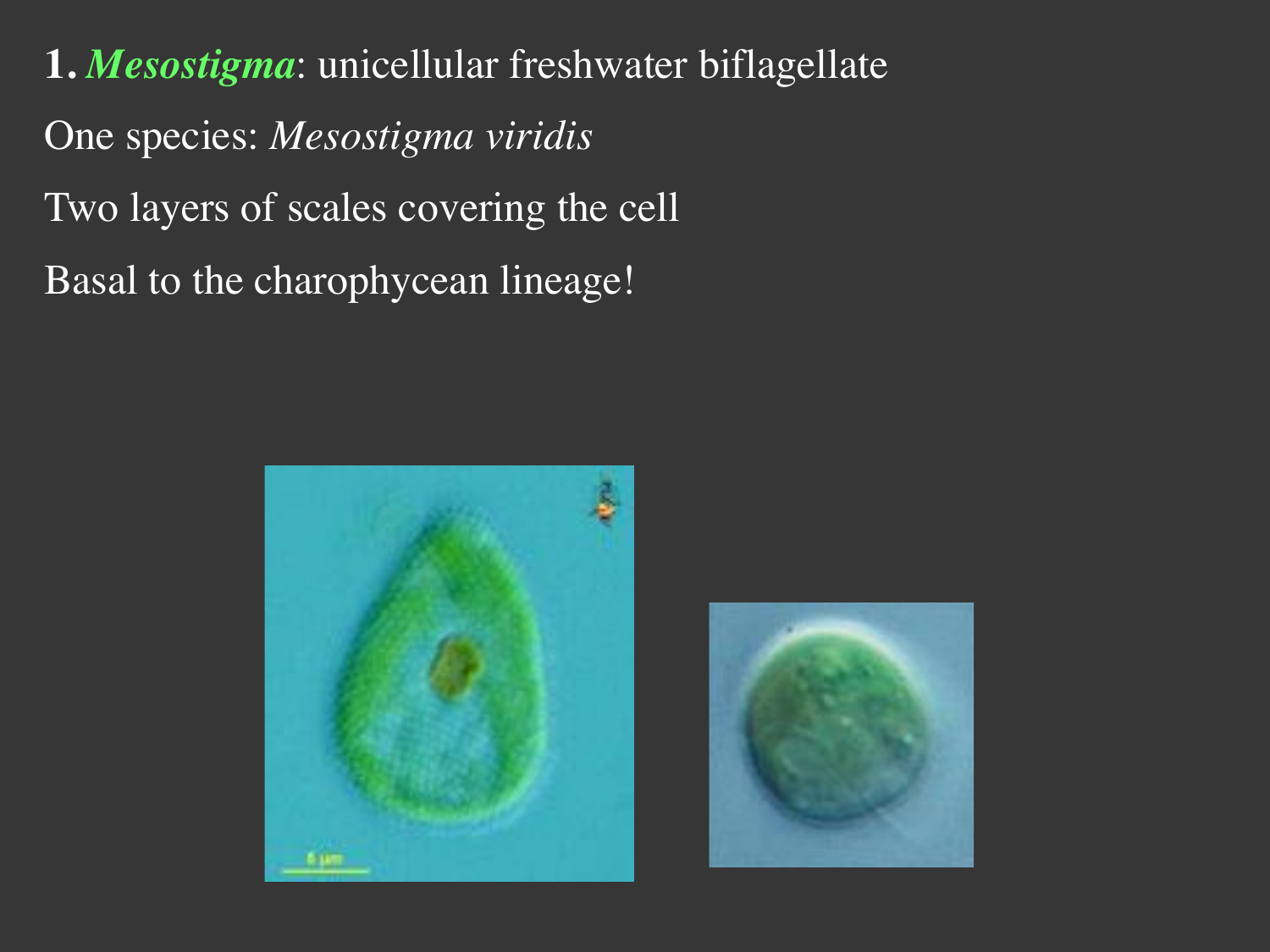**1.** ***Mesostigma***: unicellular freshwater biflagellate

One species: *Mesostigma viridis*

Two layers of scales covering the cell

Basal to the charophycean lineage!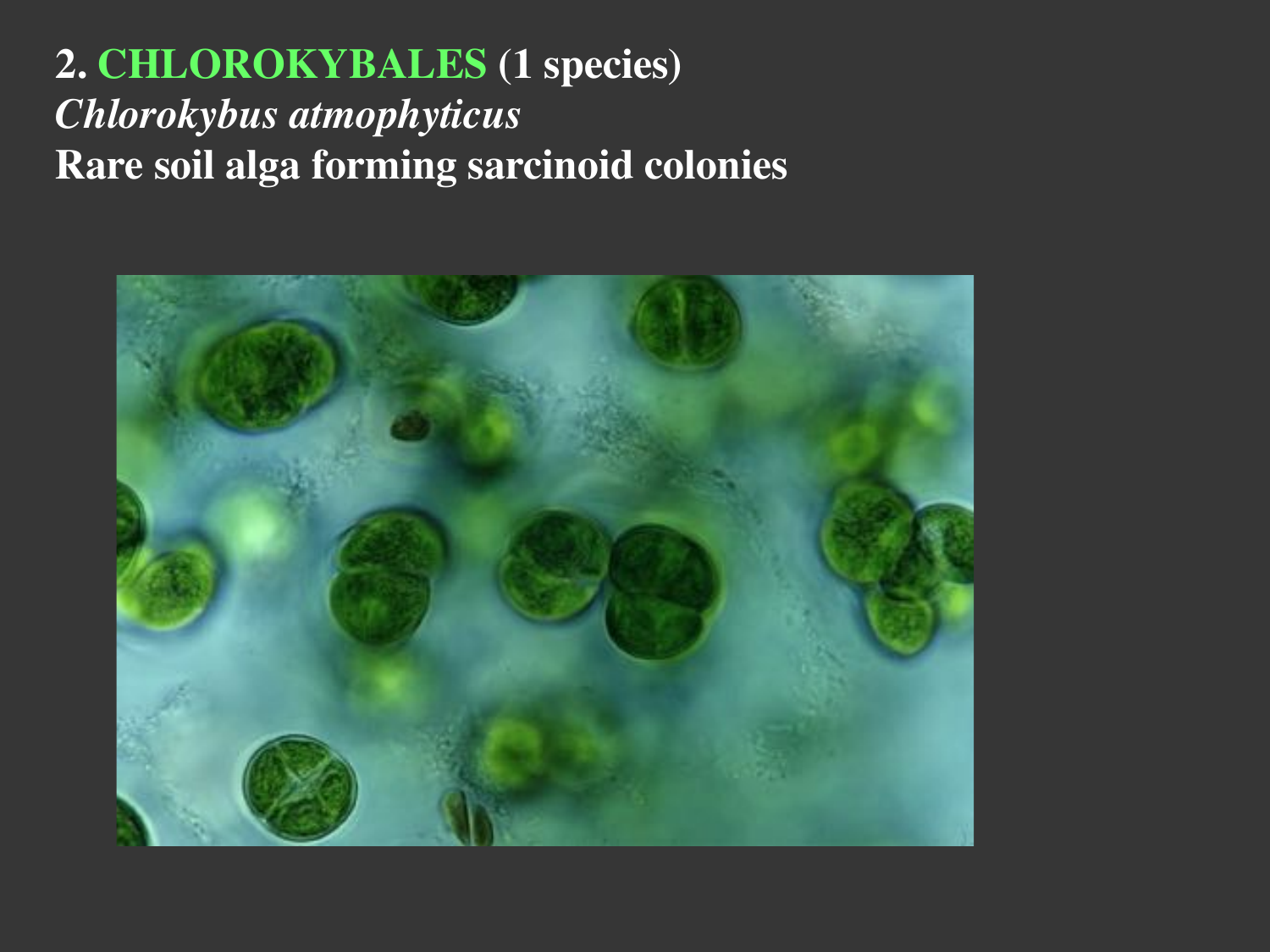## 2. CHLOROKYBALES (1 species)

***Chlorokybus atmophyticus***

**Rare soil alga forming sarcinoid colonies**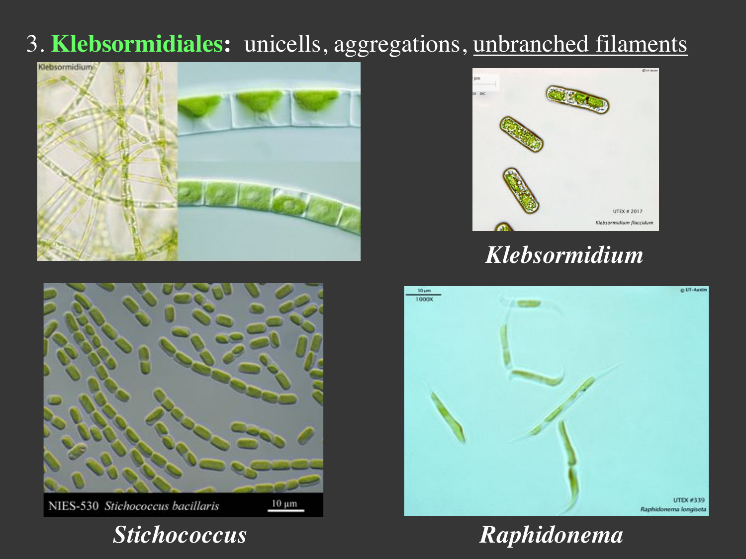# 3. **Klebsormidiales:** unicells, aggregations, unbranched filaments

***Klebsormidium***

***Stichococcus***

***Raphidonema***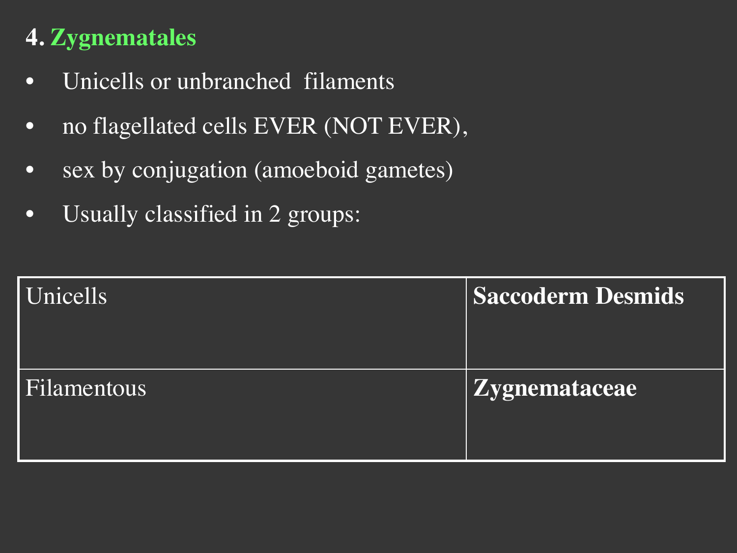## 4. Zygnematales

- Unicells or unbranched filaments
- no flagellated cells EVER (NOT EVER),
- sex by conjugation (amoeboid gametes)
- Usually classified in 2 groups:

| | |
|---|---|
| Unicells | **Saccoderm Desmids** |
| Filamentous | **Zygnemataceae** |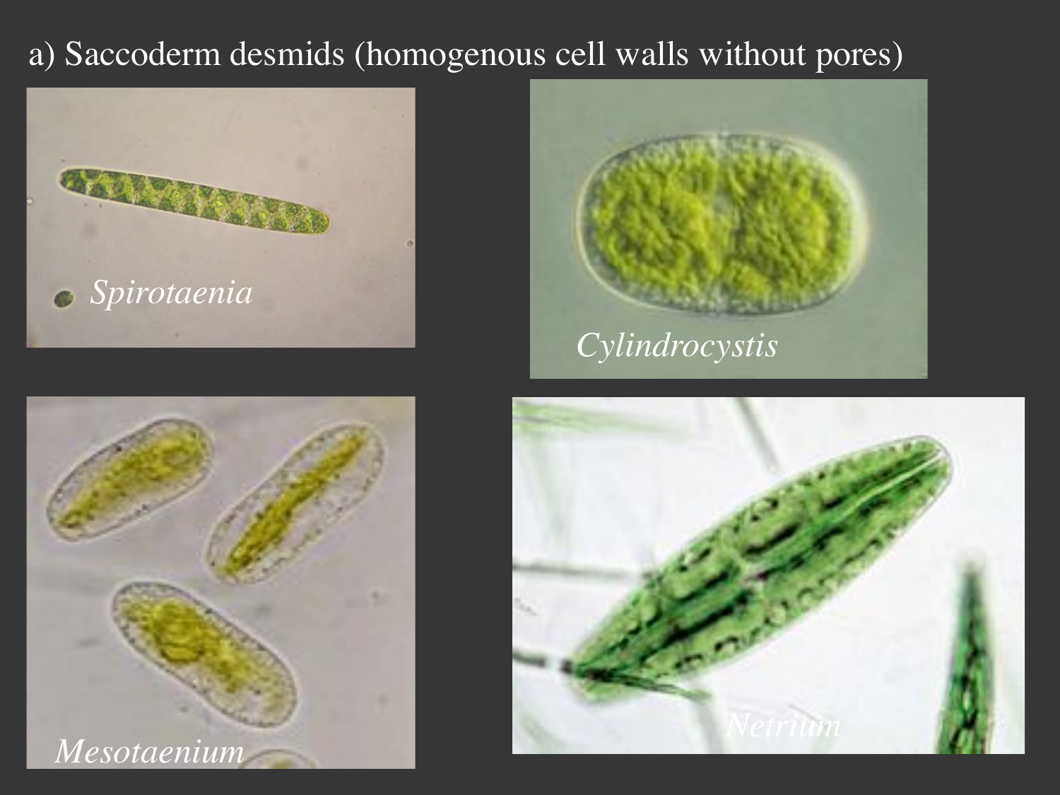# a) Saccoderm desmids (homogenous cell walls without pores)

*Spirotaenia*

*Cylindrocystis*

*Mesotaenium*

*Netrium*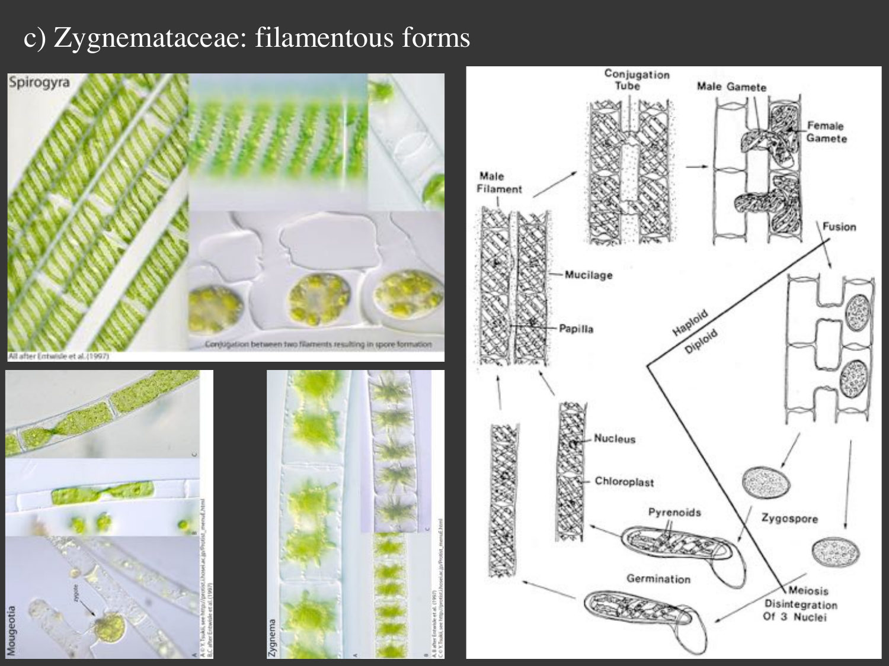# c) Zygnemataceae: filamentous forms

Spirogyra

Conjugation between two filaments resulting in spore formation

All after Entwisle et al. (1997)

Mougeotia

Zygnema

Male Filament

Conjugation Tube

Male Gamete

Female Gamete

Fusion

Mucilage

Papilla

Haploid

Diploid

Nucleus

Chloroplast

Pyrenoids

Zygospore

Germination

Meiosis Disintegration Of 3 Nuclei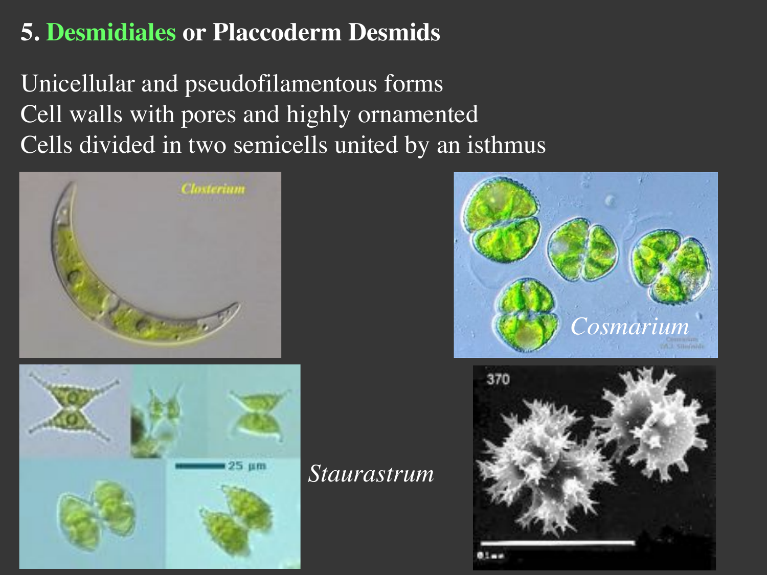# 5. Desmidiales or Placcoderm Desmids

Unicellular and pseudofilamentous forms
Cell walls with pores and highly ornamented
Cells divided in two semicells united by an isthmus

*Closterium*

*Cosmarium*

*Staurastrum*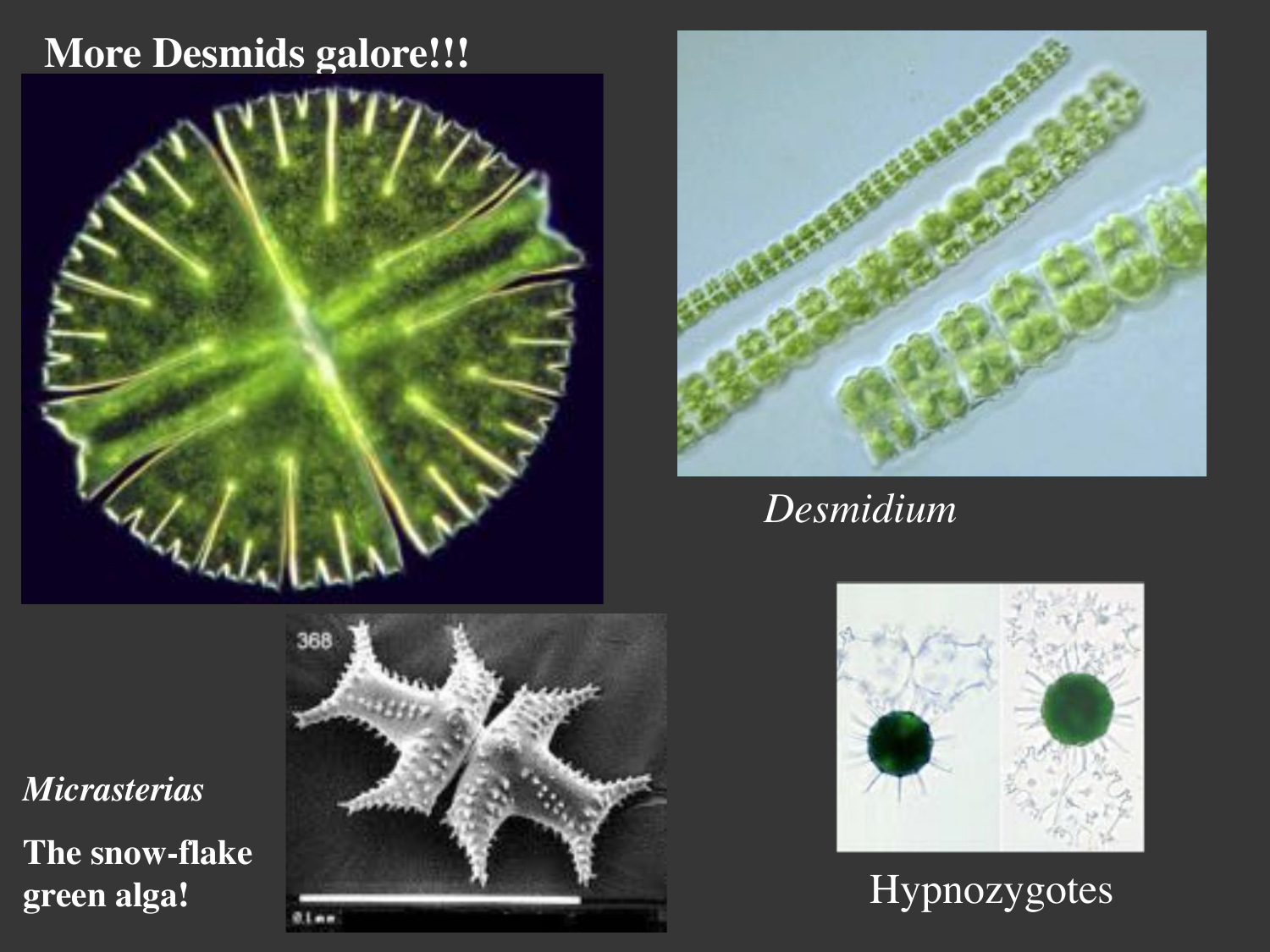# More Desmids galore!!!

*Desmidium*

*Micrasterias*

**The snow-flake green alga!**

Hypnozygotes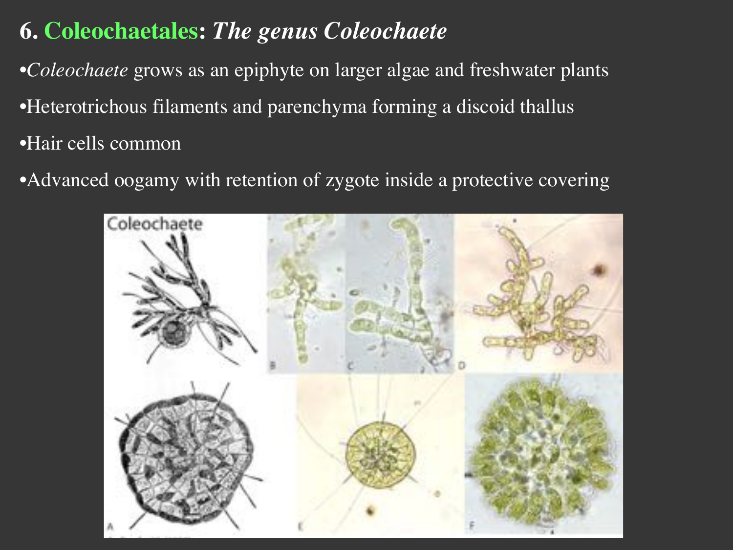# 6. Coleochaetales: *The genus Coleochaete*

- *Coleochaete* grows as an epiphyte on larger algae and freshwater plants
- Heterotrichous filaments and parenchyma forming a discoid thallus
- Hair cells common
- Advanced oogamy with retention of zygote inside a protective covering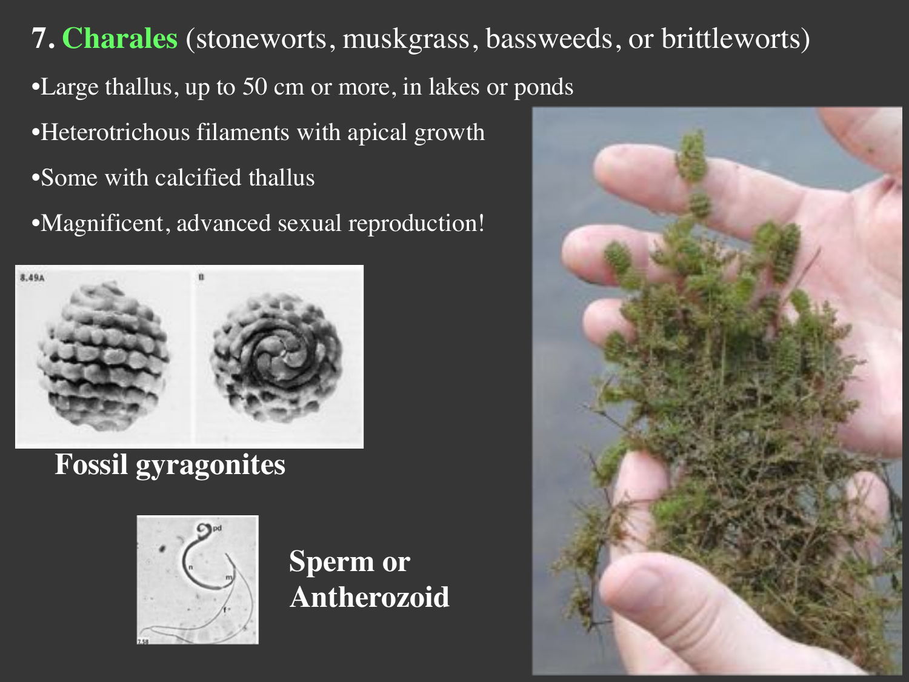# 7. Charales (stoneworts, muskgrass, bassweeds, or brittleworts)

- Large thallus, up to 50 cm or more, in lakes or ponds
- Heterotrichous filaments with apical growth
- Some with calcified thallus
- Magnificent, advanced sexual reproduction!

**Fossil gyragonites**

**Sperm or Antherozoid**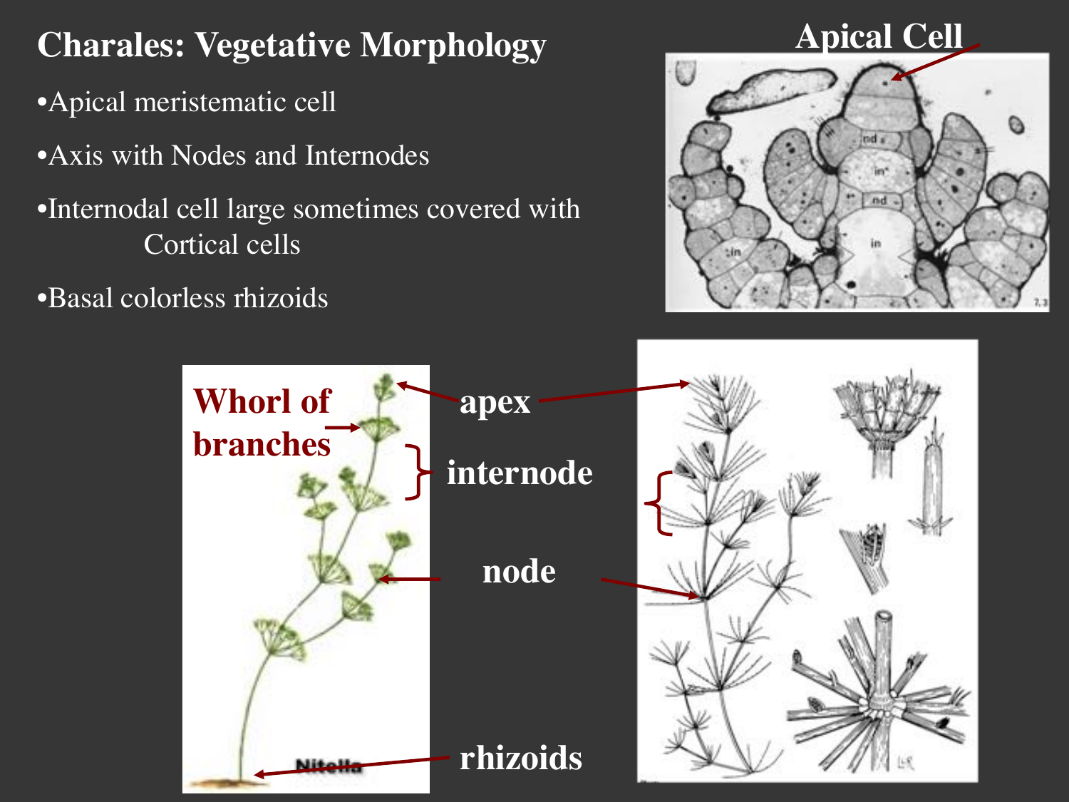# Charales: Vegetative Morphology

- Apical meristematic cell
- Axis with Nodes and Internodes
- Internodal cell large sometimes covered with Cortical cells
- Basal colorless rhizoids

Apical Cell

Whorl of branches

apex

internode

node

rhizoids

Nitella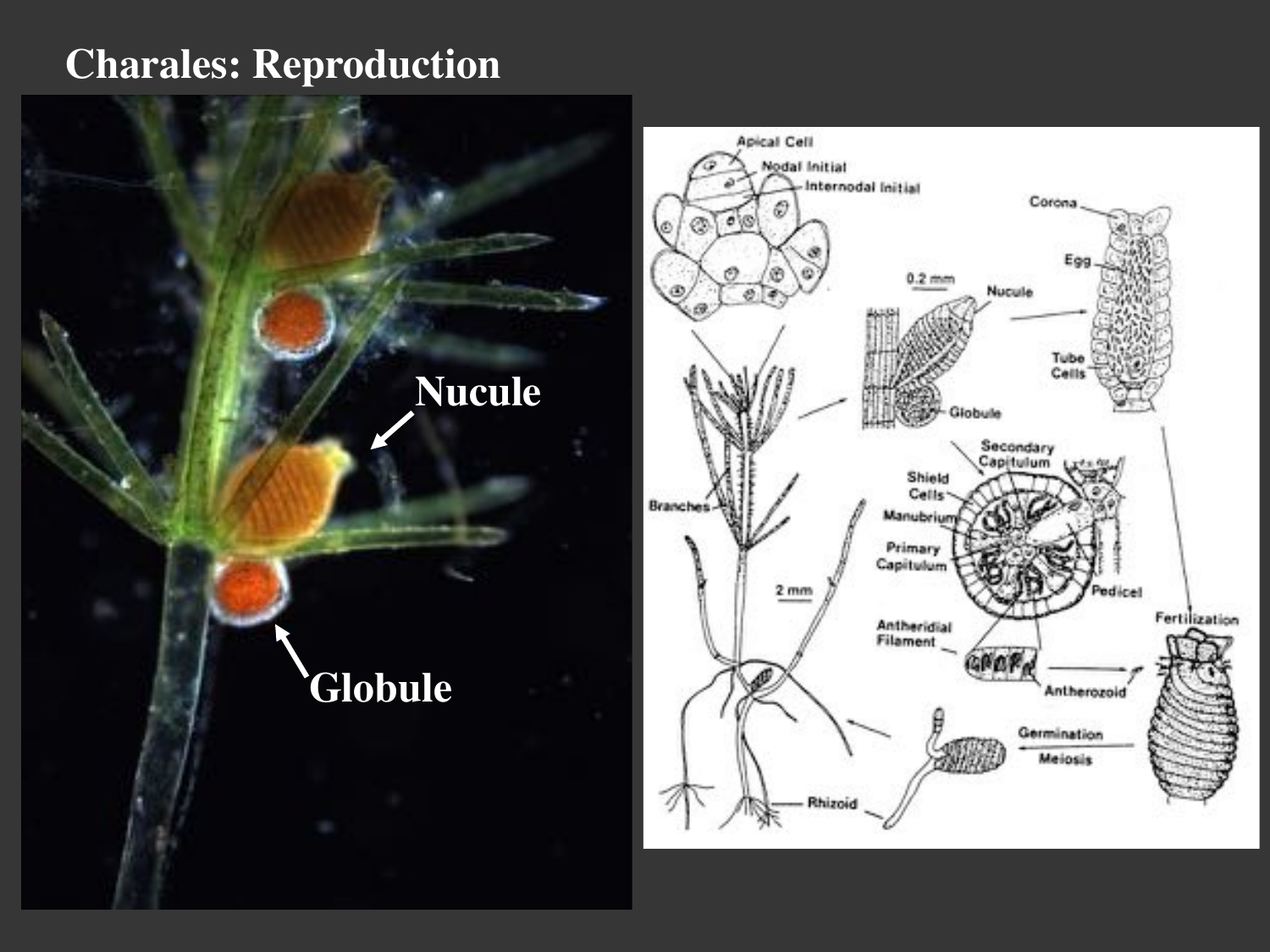# Charales: Reproduction

Nucule

Globule

Apical Cell

Nodal Initial

Internodal Initial

Corona

Egg

0.2 mm

Nucule

Tube Cells

Globule

Branches

Secondary Capitulum

Shield Cells

Manubrium

Primary Capitulum

Pedicel

2 mm

Antheridial Filament

Antherozoid

Fertilization

Germination

Meiosis

Rhizoid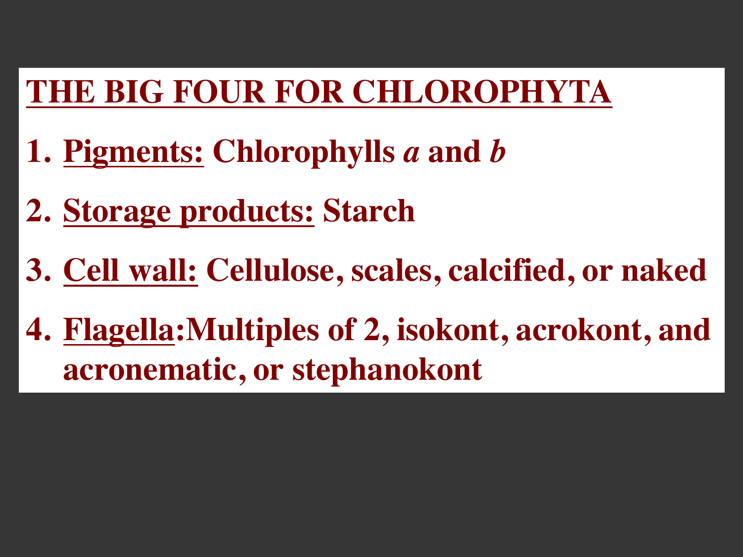# THE BIG FOUR FOR CHLOROPHYTA

1. Pigments: Chlorophylls *a* and *b*
2. Storage products: Starch
3. Cell wall: Cellulose, scales, calcified, or naked
4. Flagella: Multiples of 2, isokont, acrokont, and acronematic, or stephanokont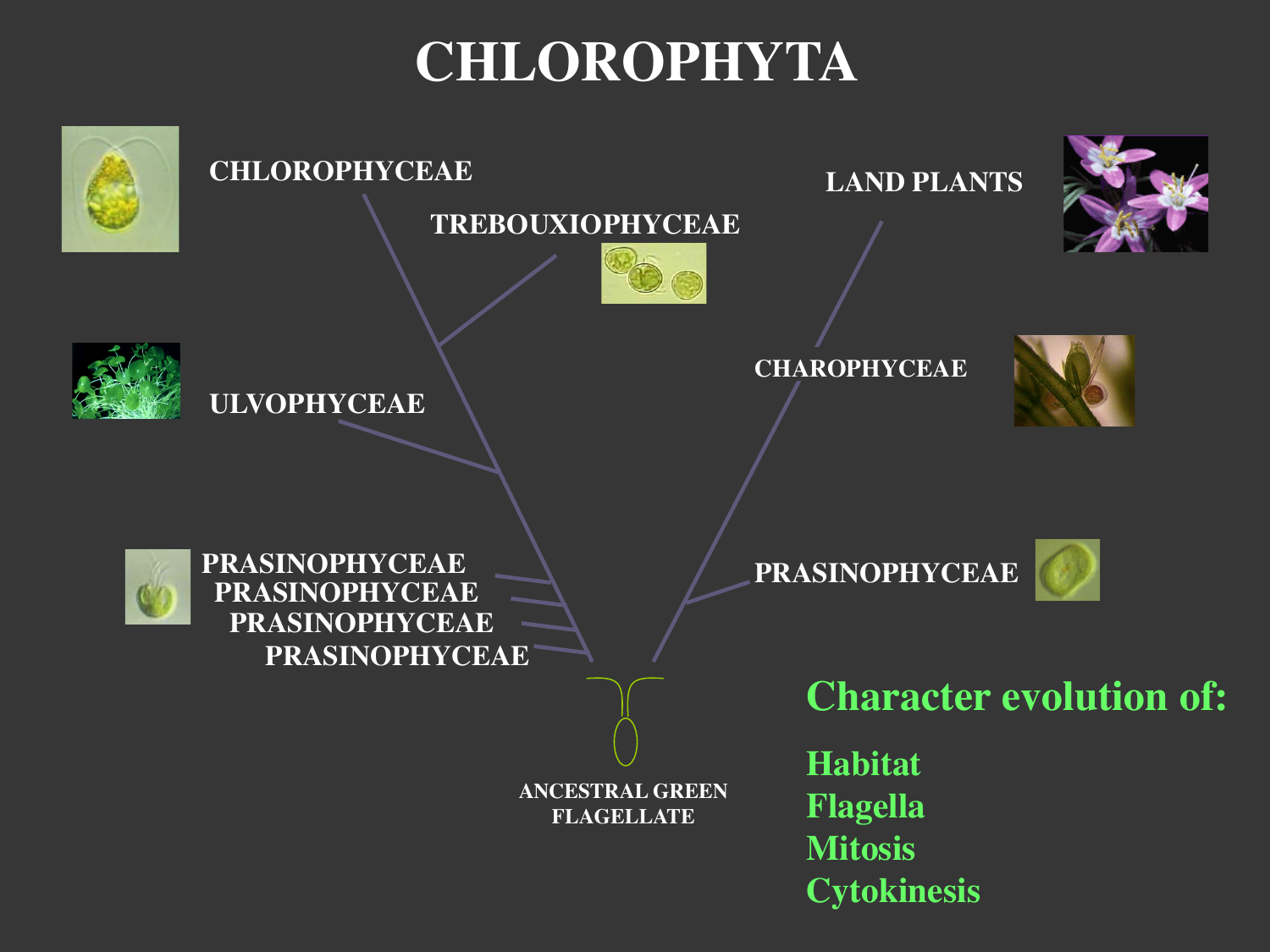# CHLOROPHYTA

CHLOROPHYCEAE

TREBOUXIOPHYCEAE

ULVOPHYCEAE

PRASINOPHYCEAE
PRASINOPHYCEAE
PRASINOPHYCEAE
PRASINOPHYCEAE

LAND PLANTS

CHAROPHYCEAE

PRASINOPHYCEAE

ANCESTRAL GREEN FLAGELLATE

## Character evolution of:

Habitat
Flagella
Mitosis
Cytokinesis